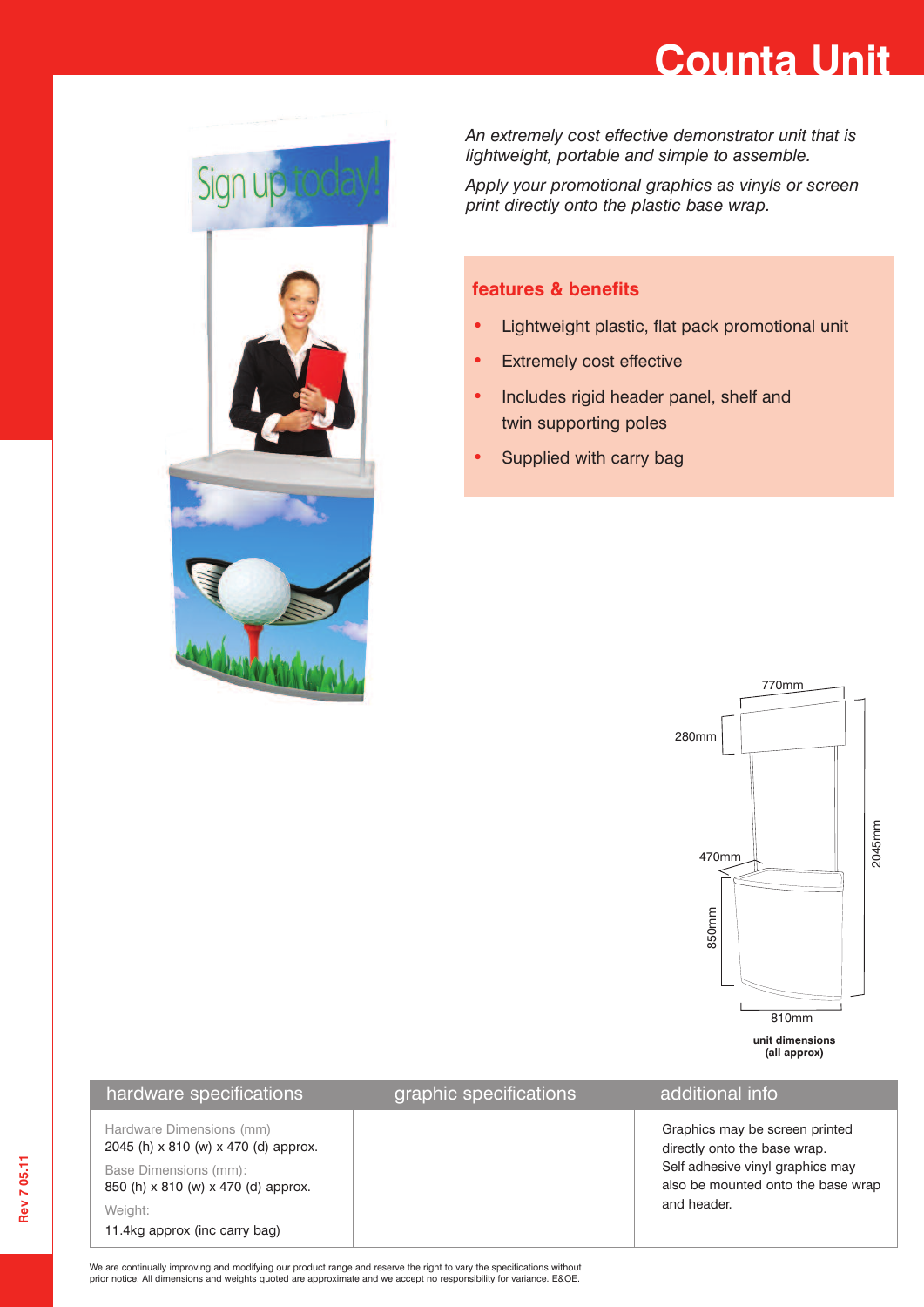# Counta Unit

*An extremely cost effective demonstrator unit that is lightweight, portable and simple to assemble.*

*Apply your promotional graphics as vinyls or screen print directly onto the plastic base wrap.*

## features & benefits

- Lightweight plastic, flat pack promotional unit
- Extremely cost effective
- Includes rigid header panel, shelf and twin supporting poles
- Supplied with carry bag

770mm

280mm

470mm

850mm

2045mm

810mm

**unit dimensions (all approx)**

| hardware specifications | graphic specifications | additional info |
|---|---|---|
| Hardware Dimensions (mm)<br>2045 (h) x 810 (w) x 470 (d) approx.<br>Base Dimensions (mm):<br>850 (h) x 810 (w) x 470 (d) approx.<br>Weight:<br>11.4kg approx (inc carry bag) | | Graphics may be screen printed directly onto the base wrap.<br>Self adhesive vinyl graphics may also be mounted onto the base wrap and header. |

We are continually improving and modifying our product range and reserve the right to vary the specifications without prior notice. All dimensions and weights quoted are approximate and we accept no responsibility for variance. E&OE.

Rev 7 05.11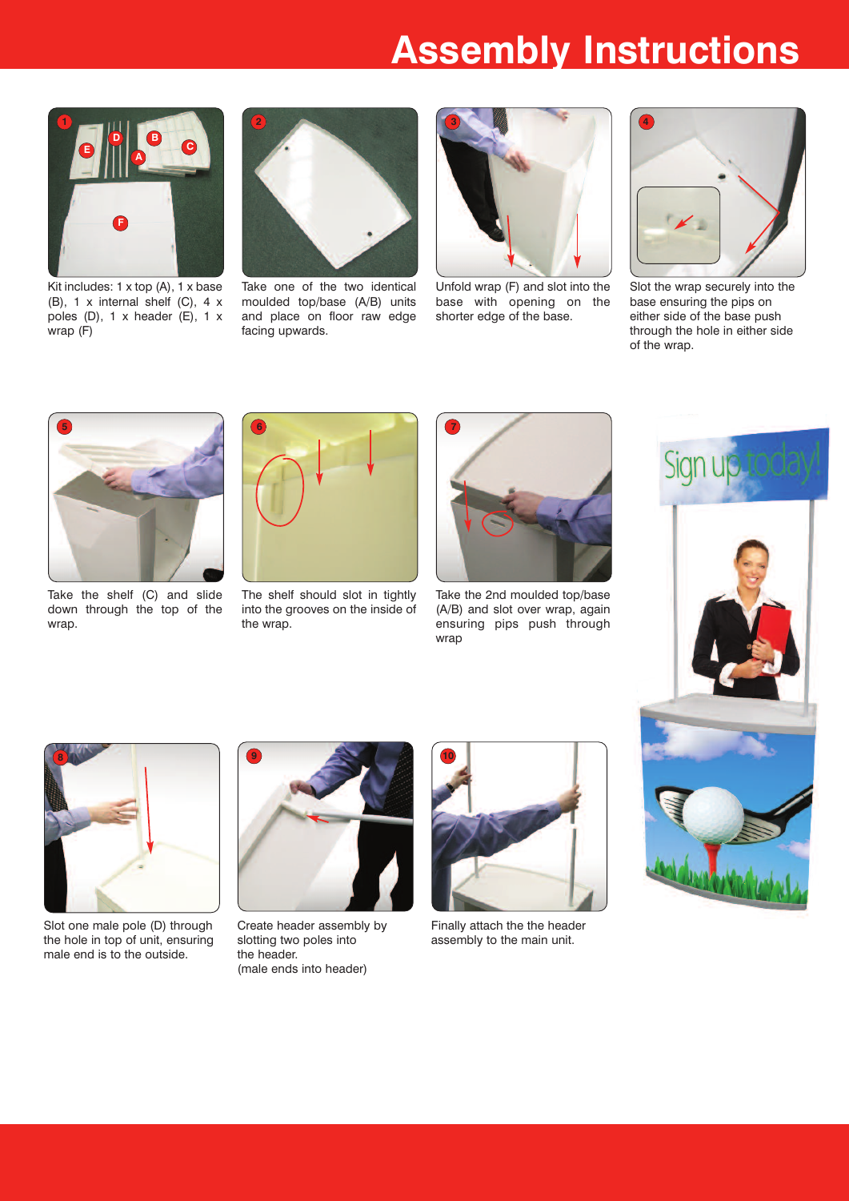# Assembly Instructions

1. Kit includes: 1 x top (A), 1 x base (B), 1 x internal shelf (C), 4 x poles (D), 1 x header (E), 1 x wrap (F)

2. Take one of the two identical moulded top/base (A/B) units and place on floor raw edge facing upwards.

3. Unfold wrap (F) and slot into the base with opening on the shorter edge of the base.

4. Slot the wrap securely into the base ensuring the pips on either side of the base push through the hole in either side of the wrap.

5. Take the shelf (C) and slide down through the top of the wrap.

6. The shelf should slot in tightly into the grooves on the inside of the wrap.

7. Take the 2nd moulded top/base (A/B) and slot over wrap, again ensuring pips push through wrap

8. Slot one male pole (D) through the hole in top of unit, ensuring male end is to the outside.

9. Create header assembly by slotting two poles into the header. (male ends into header)

10. Finally attach the the header assembly to the main unit.